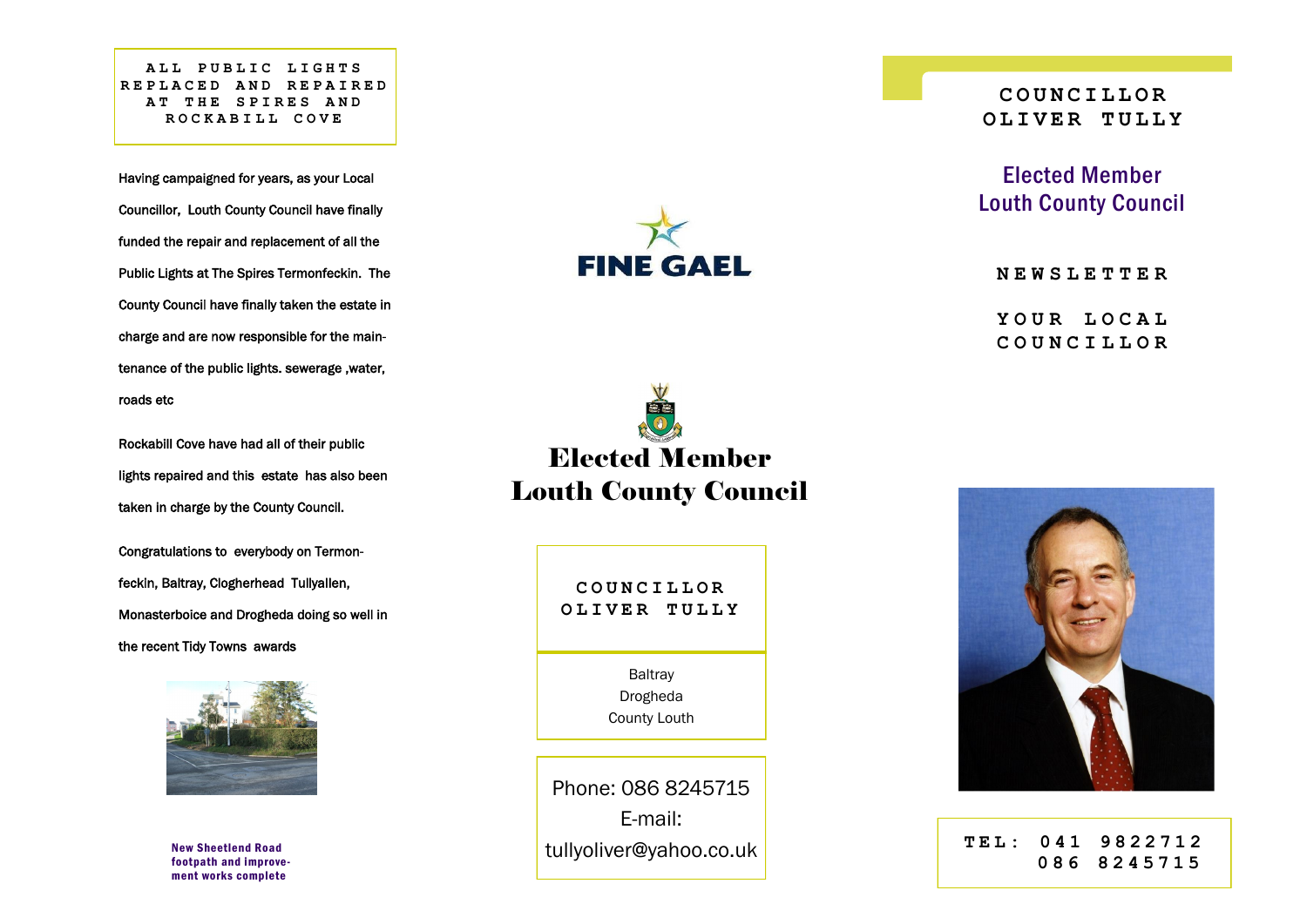## ALL PUBLIC LIGHTS REPLACED AND REPAIRED AT THE SPIRES AND ROCKABILL COVE

Having campaigned for years, as your Local Councillor, Louth County Council have finally funded the repair and replacement of all the Public Lights at The Spires Termonfeckin. The County Council have finally taken the estate in charge and are now responsible for the maintenance of the public lights. sewerage ,water, roads etc

Rockabill Cove have had all of their public lights repaired and this estate has also been taken in charge by the County Council.

Congratulations to everybody on Termonfeckin, Baltray, Clogherhead Tullyallen, Monasterboice and Drogheda doing so well in the recent Tidy Towns awards

**New Sheetlend Road footpath and improvement works complete**

FINE GAEL

# Elected Member Louth County Council

**COUNCILLOR OLIVER TULLY**

Baltray
Drogheda
County Louth

Phone: 086 8245715
E-mail: tullyoliver@yahoo.co.uk

# COUNCILLOR OLIVER TULLY

## Elected Member Louth County Council

**NEWSLETTER**

**YOUR LOCAL COUNCILLOR**

**TEL: 041 9822712**
**086 8245715**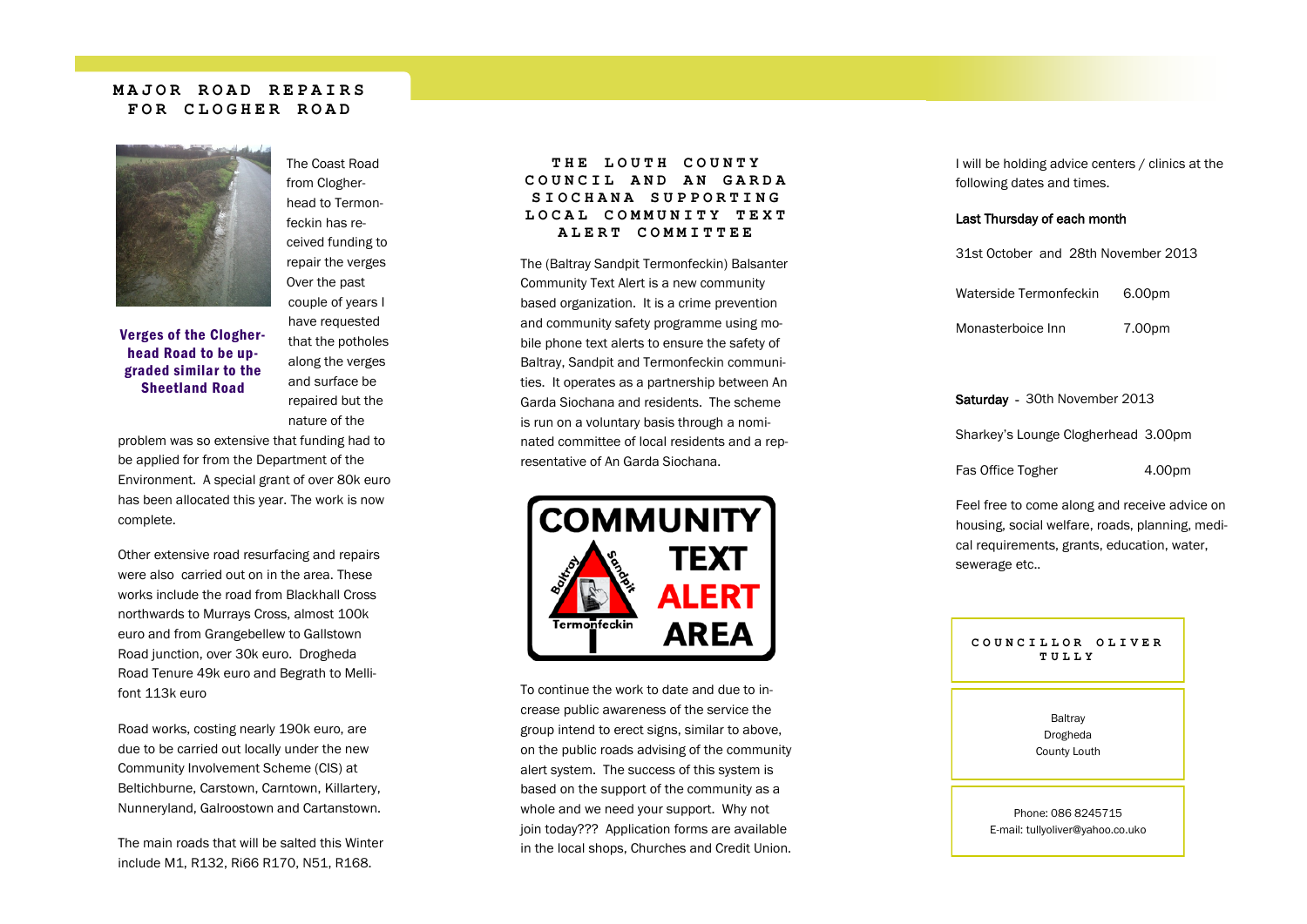## MAJOR ROAD REPAIRS FOR CLOGHER ROAD

**Verges of the Clogherhead Road to be upgraded similar to the Sheetland Road**

The Coast Road from Clogherhead to Termonfeckin has received funding to repair the verges Over the past couple of years I have requested that the potholes along the verges and surface be repaired but the nature of the problem was so extensive that funding had to be applied for from the Department of the Environment. A special grant of over 80k euro has been allocated this year. The work is now complete.

Other extensive road resurfacing and repairs were also carried out on in the area. These works include the road from Blackhall Cross northwards to Murrays Cross, almost 100k euro and from Grangebellew to Gallstown Road junction, over 30k euro. Drogheda Road Tenure 49k euro and Begrath to Mellifont 113k euro

Road works, costing nearly 190k euro, are due to be carried out locally under the new Community Involvement Scheme (CIS) at Beltichburne, Carstown, Carntown, Killartery, Nunneryland, Galroostown and Cartanstown.

The main roads that will be salted this Winter include M1, R132, Ri66 R170, N51, R168.

## THE LOUTH COUNTY COUNCIL AND AN GARDA SIOCHANA SUPPORTING LOCAL COMMUNITY TEXT ALERT COMMITTEE

The (Baltray Sandpit Termonfeckin) Balsanter Community Text Alert is a new community based organization. It is a crime prevention and community safety programme using mobile phone text alerts to ensure the safety of Baltray, Sandpit and Termonfeckin communities. It operates as a partnership between An Garda Siochana and residents. The scheme is run on a voluntary basis through a nominated committee of local residents and a representative of An Garda Siochana.

COMMUNITY TEXT ALERT AREA
Baltray Sandpit Termonfeckin

To continue the work to date and due to increase public awareness of the service the group intend to erect signs, similar to above, on the public roads advising of the community alert system. The success of this system is based on the support of the community as a whole and we need your support. Why not join today??? Application forms are available in the local shops, Churches and Credit Union.

I will be holding advice centers / clinics at the following dates and times.

**Last Thursday of each month**

31st October and 28th November 2013

| | |
|---|---|
| Waterside Termonfeckin | 6.00pm |
| Monasterboice Inn | 7.00pm |

**Saturday** - 30th November 2013

| | |
|---|---|
| Sharkey's Lounge Clogherhead | 3.00pm |
| Fas Office Togher | 4.00pm |

Feel free to come along and receive advice on housing, social welfare, roads, planning, medical requirements, grants, education, water, sewerage etc..

**COUNCILLOR OLIVER TULLY**

Baltray
Drogheda
County Louth

Phone: 086 8245715
E-mail: tullyoliver@yahoo.co.uko